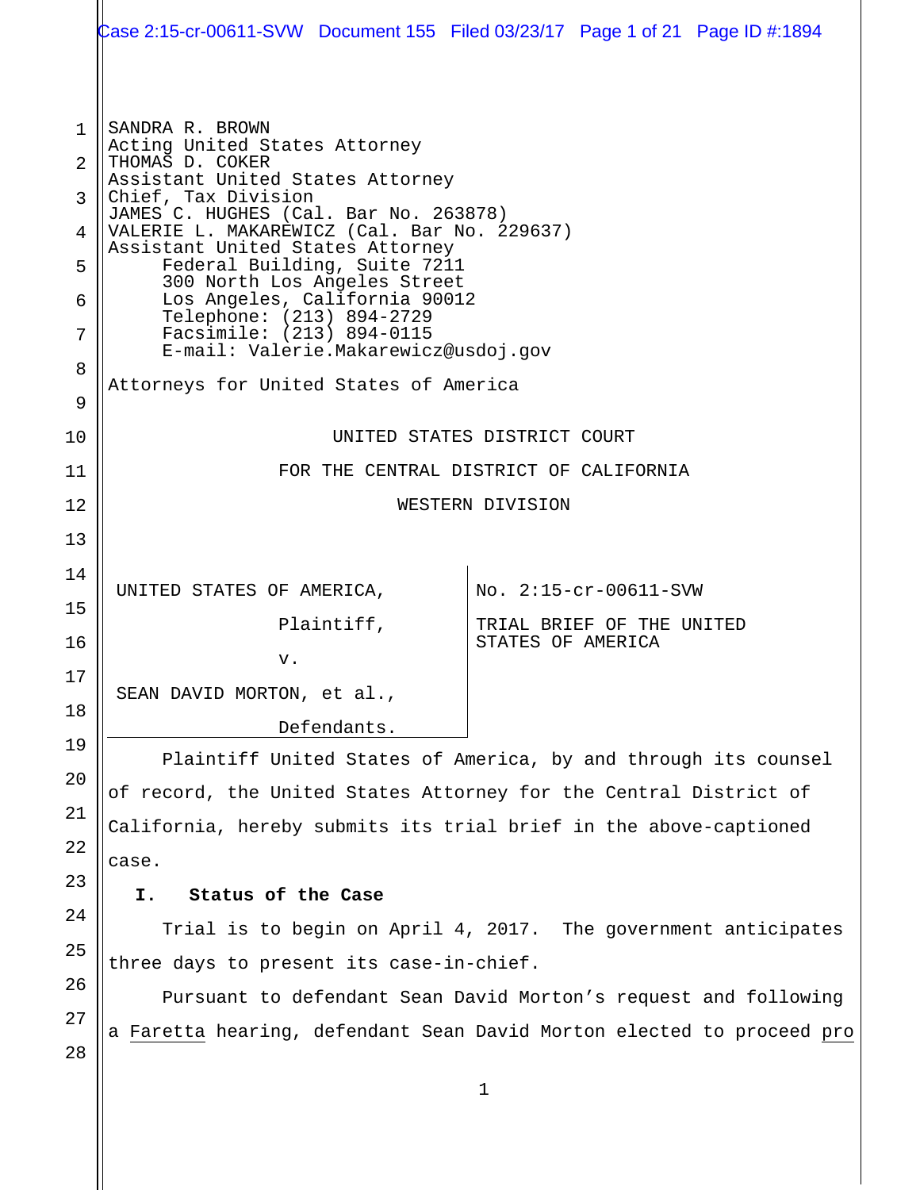SANDRA R. BROWN
Acting United States Attorney
THOMAS D. COKER
Assistant United States Attorney
Chief, Tax Division
JAMES C. HUGHES (Cal. Bar No. 263878)
VALERIE L. MAKAREWICZ (Cal. Bar No. 229637)
Assistant United States Attorney
Federal Building, Suite 7211
300 North Los Angeles Street
Los Angeles, California 90012
Telephone: (213) 894-2729
Facsimile: (213) 894-0115
E-mail: Valerie.Makarewicz@usdoj.gov

Attorneys for United States of America

UNITED STATES DISTRICT COURT

FOR THE CENTRAL DISTRICT OF CALIFORNIA

WESTERN DIVISION

| | |
|---|---|
| UNITED STATES OF AMERICA, Plaintiff, v. SEAN DAVID MORTON, et al., Defendants. | No. 2:15-cr-00611-SVW<br><br>TRIAL BRIEF OF THE UNITED STATES OF AMERICA |

Plaintiff United States of America, by and through its counsel of record, the United States Attorney for the Central District of California, hereby submits its trial brief in the above-captioned case.

## I. Status of the Case

Trial is to begin on April 4, 2017. The government anticipates three days to present its case-in-chief.

Pursuant to defendant Sean David Morton's request and following a Faretta hearing, defendant Sean David Morton elected to proceed pro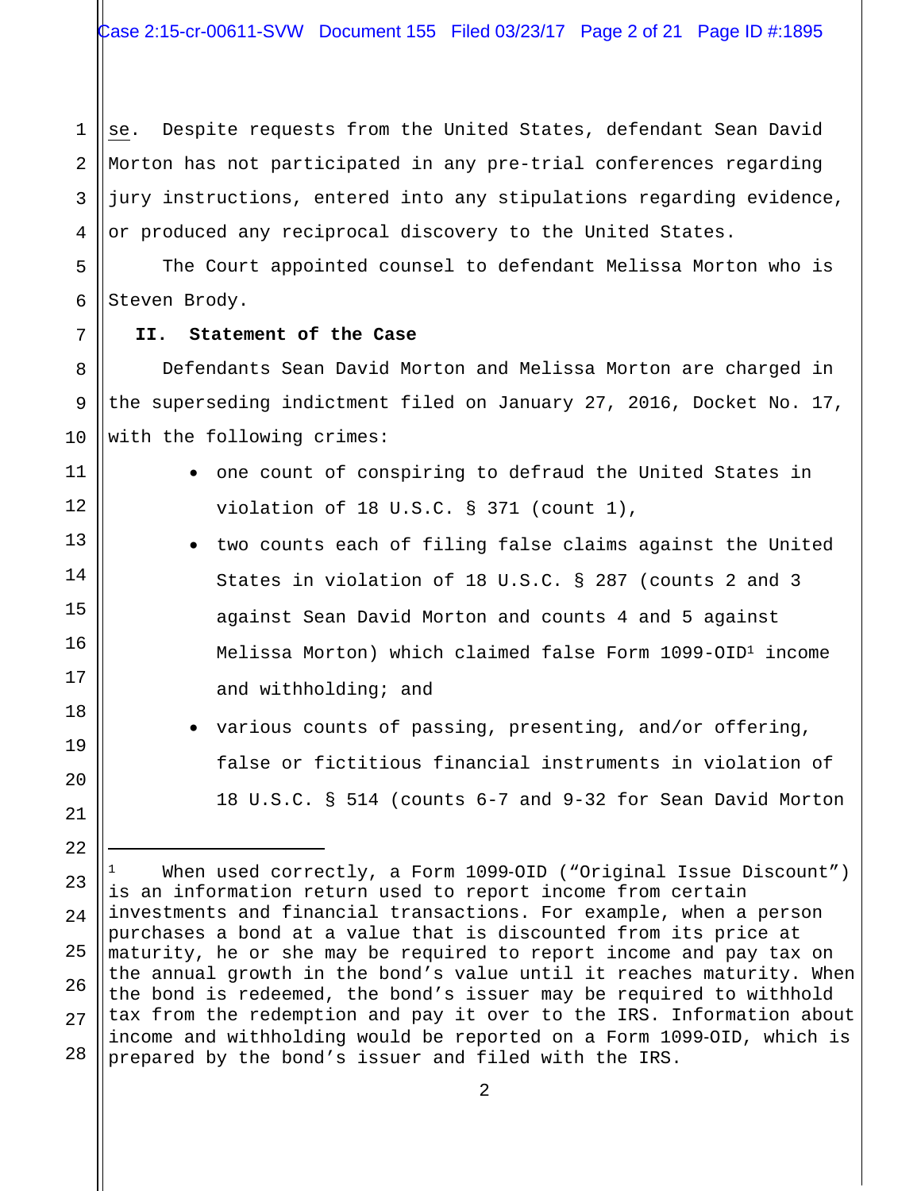se. Despite requests from the United States, defendant Sean David Morton has not participated in any pre-trial conferences regarding jury instructions, entered into any stipulations regarding evidence, or produced any reciprocal discovery to the United States.

The Court appointed counsel to defendant Melissa Morton who is Steven Brody.

## II. Statement of the Case

Defendants Sean David Morton and Melissa Morton are charged in the superseding indictment filed on January 27, 2016, Docket No. 17, with the following crimes:

- one count of conspiring to defraud the United States in violation of 18 U.S.C. § 371 (count 1),
- two counts each of filing false claims against the United States in violation of 18 U.S.C. § 287 (counts 2 and 3 against Sean David Morton and counts 4 and 5 against Melissa Morton) which claimed false Form 1099-OID[1] income and withholding; and
- various counts of passing, presenting, and/or offering, false or fictitious financial instruments in violation of 18 U.S.C. § 514 (counts 6-7 and 9-32 for Sean David Morton

---

[1] When used correctly, a Form 1099-OID ("Original Issue Discount") is an information return used to report income from certain investments and financial transactions. For example, when a person purchases a bond at a value that is discounted from its price at maturity, he or she may be required to report income and pay tax on the annual growth in the bond's value until it reaches maturity. When the bond is redeemed, the bond's issuer may be required to withhold tax from the redemption and pay it over to the IRS. Information about income and withholding would be reported on a Form 1099-OID, which is prepared by the bond's issuer and filed with the IRS.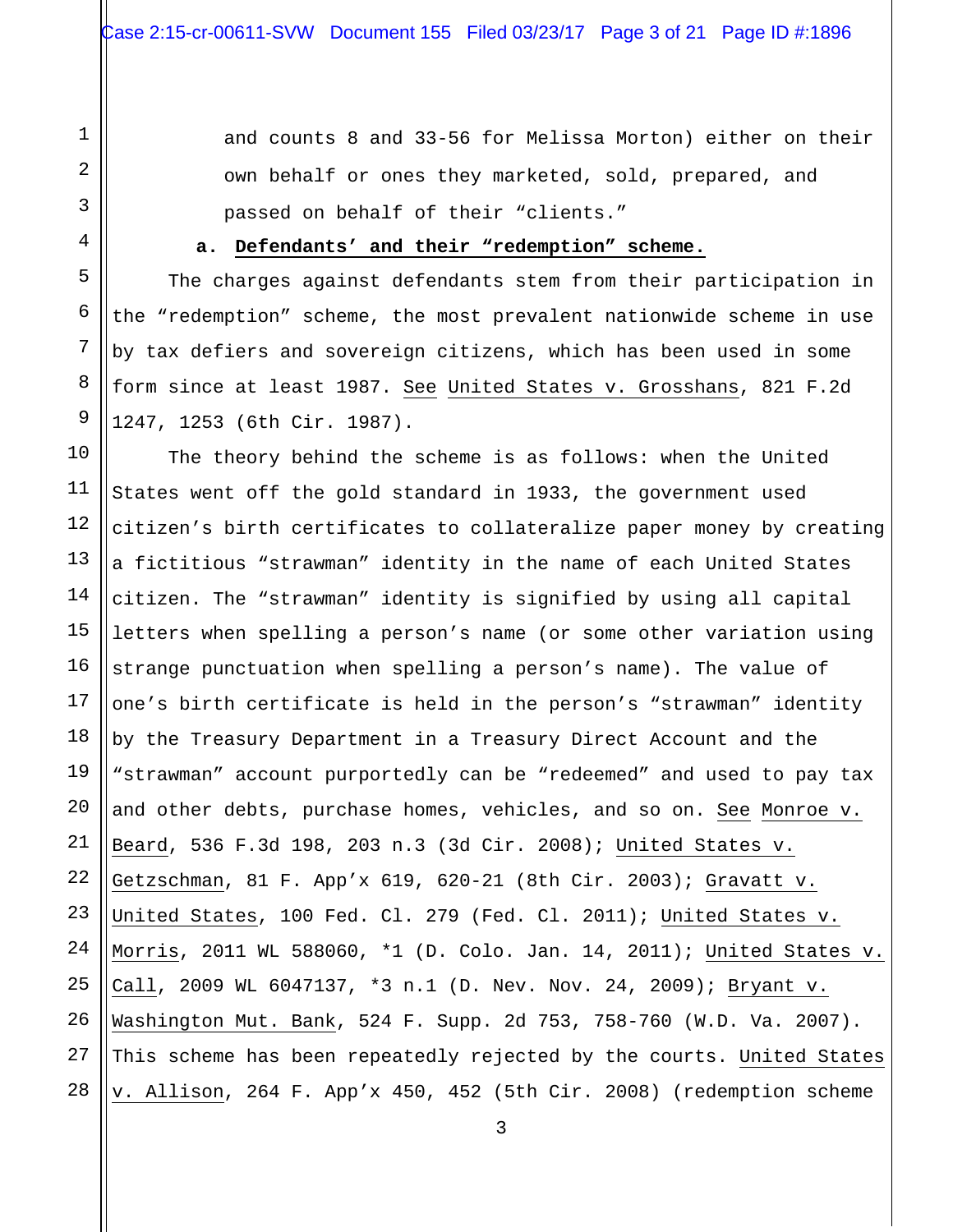and counts 8 and 33-56 for Melissa Morton) either on their own behalf or ones they marketed, sold, prepared, and passed on behalf of their "clients."

**a. Defendants' and their "redemption" scheme.**

The charges against defendants stem from their participation in the "redemption" scheme, the most prevalent nationwide scheme in use by tax defiers and sovereign citizens, which has been used in some form since at least 1987. See United States v. Grosshans, 821 F.2d 1247, 1253 (6th Cir. 1987).

The theory behind the scheme is as follows: when the United States went off the gold standard in 1933, the government used citizen's birth certificates to collateralize paper money by creating a fictitious "strawman" identity in the name of each United States citizen. The "strawman" identity is signified by using all capital letters when spelling a person's name (or some other variation using strange punctuation when spelling a person's name). The value of one's birth certificate is held in the person's "strawman" identity by the Treasury Department in a Treasury Direct Account and the "strawman" account purportedly can be "redeemed" and used to pay tax and other debts, purchase homes, vehicles, and so on. See Monroe v. Beard, 536 F.3d 198, 203 n.3 (3d Cir. 2008); United States v. Getzschman, 81 F. App'x 619, 620-21 (8th Cir. 2003); Gravatt v. United States, 100 Fed. Cl. 279 (Fed. Cl. 2011); United States v. Morris, 2011 WL 588060, *1 (D. Colo. Jan. 14, 2011); United States v. Call, 2009 WL 6047137, *3 n.1 (D. Nev. Nov. 24, 2009); Bryant v. Washington Mut. Bank, 524 F. Supp. 2d 753, 758-760 (W.D. Va. 2007). This scheme has been repeatedly rejected by the courts. United States v. Allison, 264 F. App'x 450, 452 (5th Cir. 2008) (redemption scheme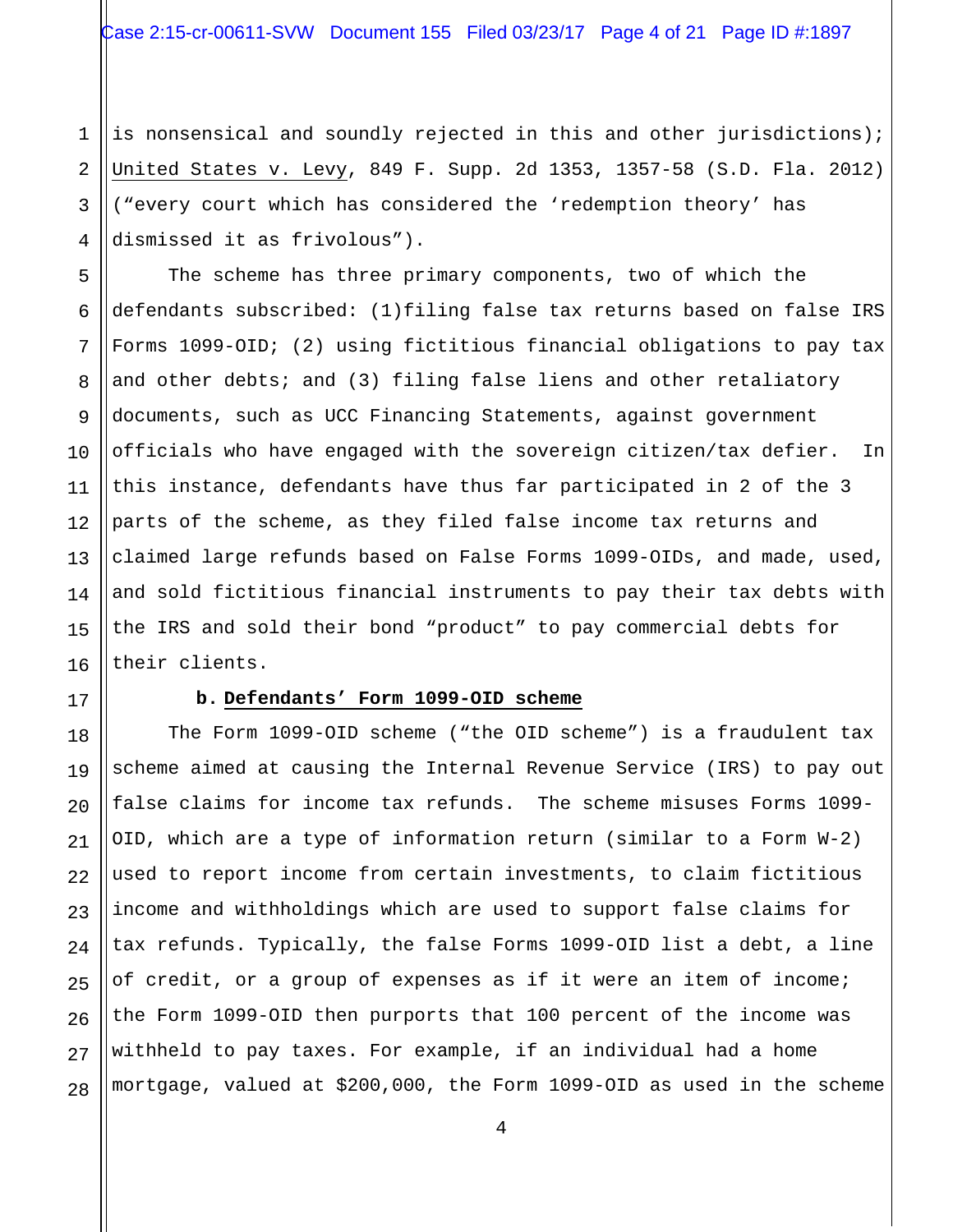is nonsensical and soundly rejected in this and other jurisdictions); United States v. Levy, 849 F. Supp. 2d 1353, 1357-58 (S.D. Fla. 2012) ("every court which has considered the 'redemption theory' has dismissed it as frivolous").

The scheme has three primary components, two of which the defendants subscribed: (1)filing false tax returns based on false IRS Forms 1099-OID; (2) using fictitious financial obligations to pay tax and other debts; and (3) filing false liens and other retaliatory documents, such as UCC Financing Statements, against government officials who have engaged with the sovereign citizen/tax defier. In this instance, defendants have thus far participated in 2 of the 3 parts of the scheme, as they filed false income tax returns and claimed large refunds based on False Forms 1099-OIDs, and made, used, and sold fictitious financial instruments to pay their tax debts with the IRS and sold their bond "product" to pay commercial debts for their clients.

**b. Defendants' Form 1099-OID scheme**

The Form 1099-OID scheme ("the OID scheme") is a fraudulent tax scheme aimed at causing the Internal Revenue Service (IRS) to pay out false claims for income tax refunds. The scheme misuses Forms 1099-OID, which are a type of information return (similar to a Form W-2) used to report income from certain investments, to claim fictitious income and withholdings which are used to support false claims for tax refunds. Typically, the false Forms 1099-OID list a debt, a line of credit, or a group of expenses as if it were an item of income; the Form 1099-OID then purports that 100 percent of the income was withheld to pay taxes. For example, if an individual had a home mortgage, valued at $200,000, the Form 1099-OID as used in the scheme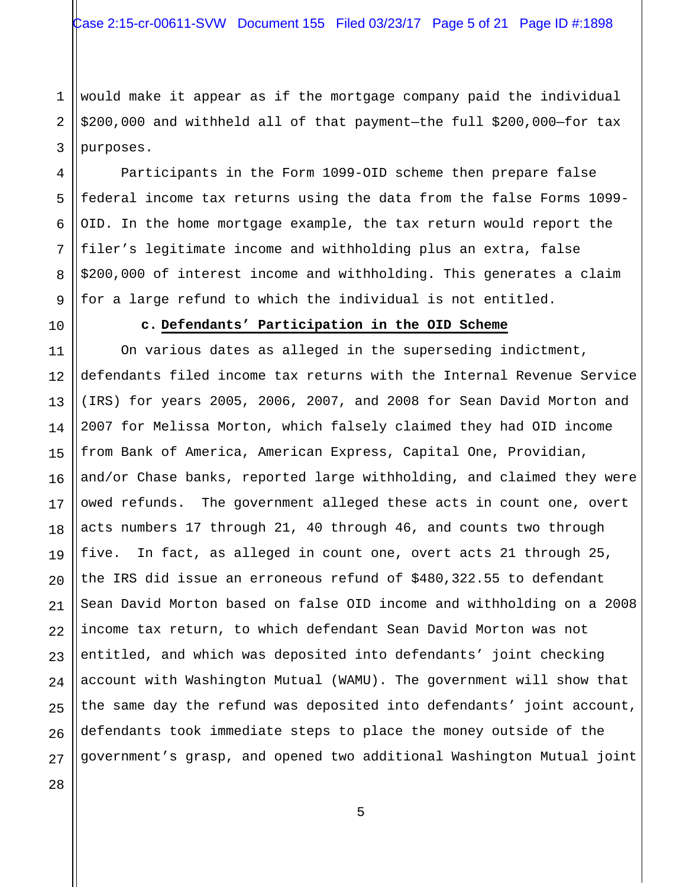would make it appear as if the mortgage company paid the individual $200,000 and withheld all of that payment—the full $200,000—for tax purposes.

Participants in the Form 1099-OID scheme then prepare false federal income tax returns using the data from the false Forms 1099-OID. In the home mortgage example, the tax return would report the filer's legitimate income and withholding plus an extra, false $200,000 of interest income and withholding. This generates a claim for a large refund to which the individual is not entitled.

### c. Defendants' Participation in the OID Scheme

On various dates as alleged in the superseding indictment, defendants filed income tax returns with the Internal Revenue Service (IRS) for years 2005, 2006, 2007, and 2008 for Sean David Morton and 2007 for Melissa Morton, which falsely claimed they had OID income from Bank of America, American Express, Capital One, Providian, and/or Chase banks, reported large withholding, and claimed they were owed refunds. The government alleged these acts in count one, overt acts numbers 17 through 21, 40 through 46, and counts two through five. In fact, as alleged in count one, overt acts 21 through 25, the IRS did issue an erroneous refund of $480,322.55 to defendant Sean David Morton based on false OID income and withholding on a 2008 income tax return, to which defendant Sean David Morton was not entitled, and which was deposited into defendants' joint checking account with Washington Mutual (WAMU). The government will show that the same day the refund was deposited into defendants' joint account, defendants took immediate steps to place the money outside of the government's grasp, and opened two additional Washington Mutual joint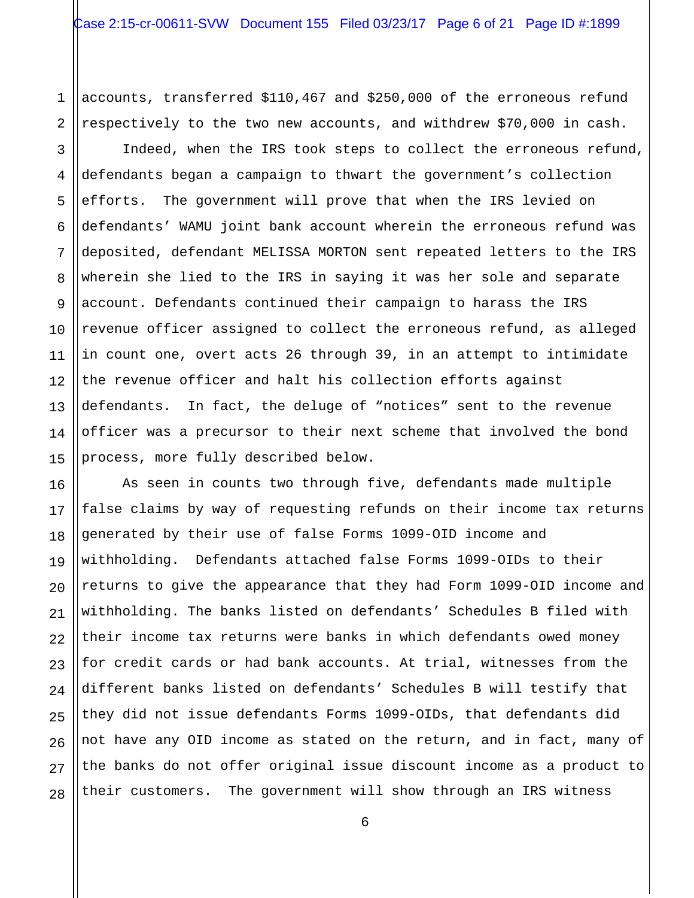accounts, transferred $110,467 and $250,000 of the erroneous refund respectively to the two new accounts, and withdrew $70,000 in cash.

Indeed, when the IRS took steps to collect the erroneous refund, defendants began a campaign to thwart the government's collection efforts. The government will prove that when the IRS levied on defendants' WAMU joint bank account wherein the erroneous refund was deposited, defendant MELISSA MORTON sent repeated letters to the IRS wherein she lied to the IRS in saying it was her sole and separate account. Defendants continued their campaign to harass the IRS revenue officer assigned to collect the erroneous refund, as alleged in count one, overt acts 26 through 39, in an attempt to intimidate the revenue officer and halt his collection efforts against defendants. In fact, the deluge of "notices" sent to the revenue officer was a precursor to their next scheme that involved the bond process, more fully described below.

As seen in counts two through five, defendants made multiple false claims by way of requesting refunds on their income tax returns generated by their use of false Forms 1099-OID income and withholding. Defendants attached false Forms 1099-OIDs to their returns to give the appearance that they had Form 1099-OID income and withholding. The banks listed on defendants' Schedules B filed with their income tax returns were banks in which defendants owed money for credit cards or had bank accounts. At trial, witnesses from the different banks listed on defendants' Schedules B will testify that they did not issue defendants Forms 1099-OIDs, that defendants did not have any OID income as stated on the return, and in fact, many of the banks do not offer original issue discount income as a product to their customers. The government will show through an IRS witness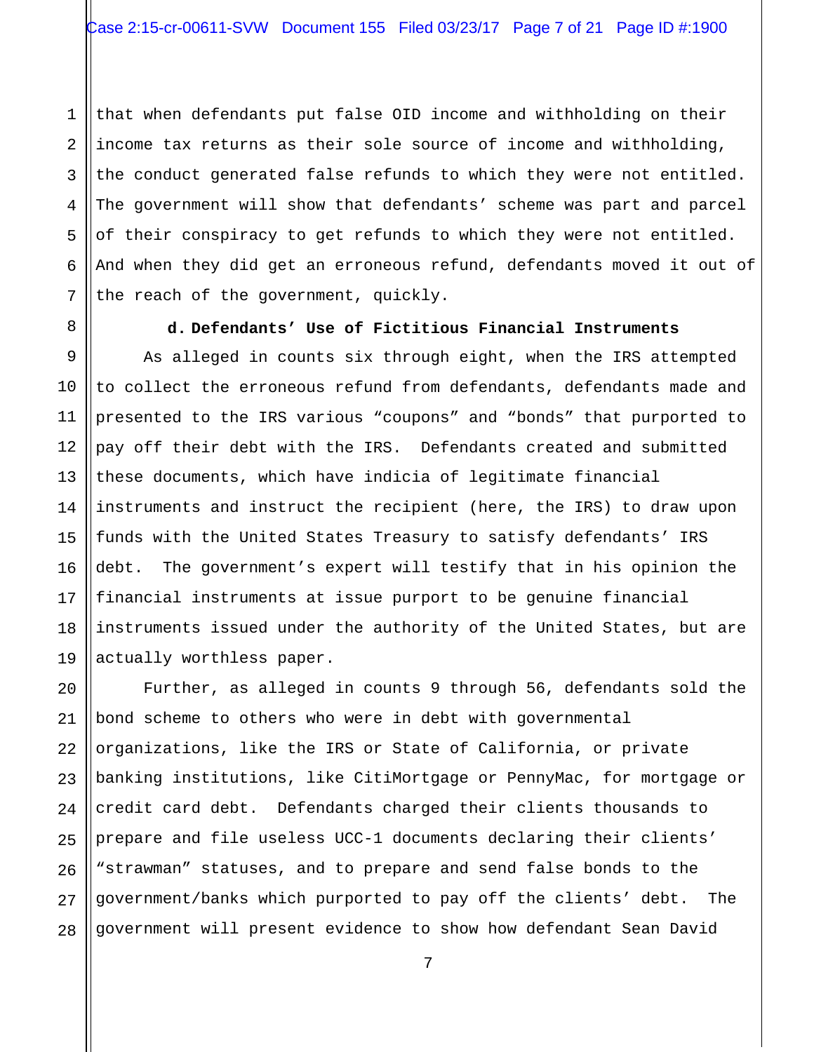that when defendants put false OID income and withholding on their income tax returns as their sole source of income and withholding, the conduct generated false refunds to which they were not entitled. The government will show that defendants' scheme was part and parcel of their conspiracy to get refunds to which they were not entitled. And when they did get an erroneous refund, defendants moved it out of the reach of the government, quickly.

**d. Defendants' Use of Fictitious Financial Instruments**

As alleged in counts six through eight, when the IRS attempted to collect the erroneous refund from defendants, defendants made and presented to the IRS various "coupons" and "bonds" that purported to pay off their debt with the IRS. Defendants created and submitted these documents, which have indicia of legitimate financial instruments and instruct the recipient (here, the IRS) to draw upon funds with the United States Treasury to satisfy defendants' IRS debt. The government's expert will testify that in his opinion the financial instruments at issue purport to be genuine financial instruments issued under the authority of the United States, but are actually worthless paper.

Further, as alleged in counts 9 through 56, defendants sold the bond scheme to others who were in debt with governmental organizations, like the IRS or State of California, or private banking institutions, like CitiMortgage or PennyMac, for mortgage or credit card debt. Defendants charged their clients thousands to prepare and file useless UCC-1 documents declaring their clients' "strawman" statuses, and to prepare and send false bonds to the government/banks which purported to pay off the clients' debt. The government will present evidence to show how defendant Sean David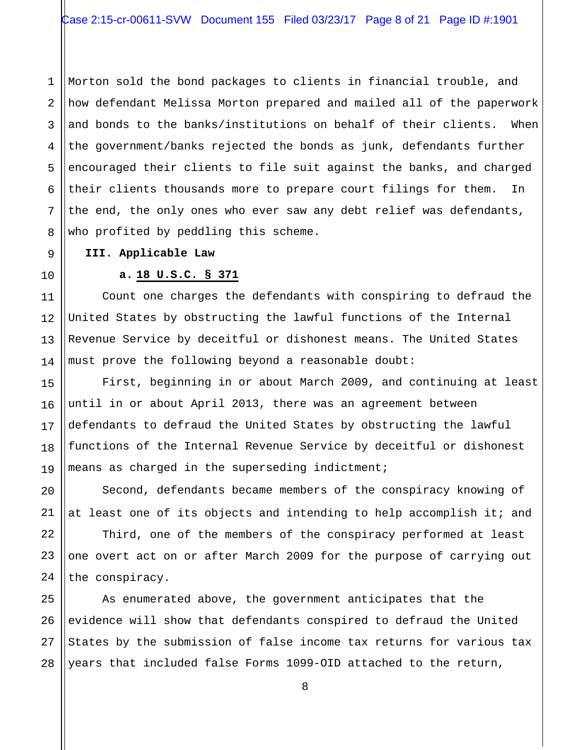Morton sold the bond packages to clients in financial trouble, and how defendant Melissa Morton prepared and mailed all of the paperwork and bonds to the banks/institutions on behalf of their clients. When the government/banks rejected the bonds as junk, defendants further encouraged their clients to file suit against the banks, and charged their clients thousands more to prepare court filings for them. In the end, the only ones who ever saw any debt relief was defendants, who profited by peddling this scheme.

### III. Applicable Law

#### a. <u>18 U.S.C. § 371</u>

Count one charges the defendants with conspiring to defraud the United States by obstructing the lawful functions of the Internal Revenue Service by deceitful or dishonest means. The United States must prove the following beyond a reasonable doubt:

First, beginning in or about March 2009, and continuing at least until in or about April 2013, there was an agreement between defendants to defraud the United States by obstructing the lawful functions of the Internal Revenue Service by deceitful or dishonest means as charged in the superseding indictment;

Second, defendants became members of the conspiracy knowing of at least one of its objects and intending to help accomplish it; and

Third, one of the members of the conspiracy performed at least one overt act on or after March 2009 for the purpose of carrying out the conspiracy.

As enumerated above, the government anticipates that the evidence will show that defendants conspired to defraud the United States by the submission of false income tax returns for various tax years that included false Forms 1099-OID attached to the return,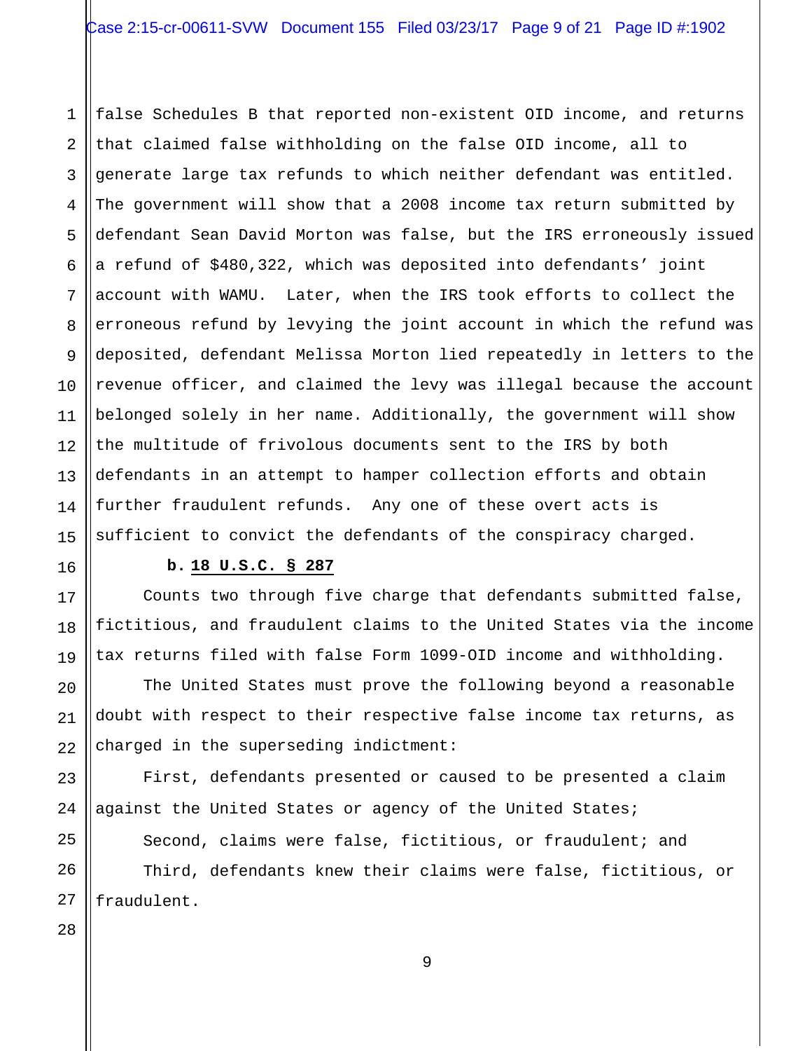false Schedules B that reported non-existent OID income, and returns that claimed false withholding on the false OID income, all to generate large tax refunds to which neither defendant was entitled. The government will show that a 2008 income tax return submitted by defendant Sean David Morton was false, but the IRS erroneously issued a refund of $480,322, which was deposited into defendants' joint account with WAMU. Later, when the IRS took efforts to collect the erroneous refund by levying the joint account in which the refund was deposited, defendant Melissa Morton lied repeatedly in letters to the revenue officer, and claimed the levy was illegal because the account belonged solely in her name. Additionally, the government will show the multitude of frivolous documents sent to the IRS by both defendants in an attempt to hamper collection efforts and obtain further fraudulent refunds. Any one of these overt acts is sufficient to convict the defendants of the conspiracy charged.

**b. 18 U.S.C. § 287**

Counts two through five charge that defendants submitted false, fictitious, and fraudulent claims to the United States via the income tax returns filed with false Form 1099-OID income and withholding.

The United States must prove the following beyond a reasonable doubt with respect to their respective false income tax returns, as charged in the superseding indictment:

First, defendants presented or caused to be presented a claim against the United States or agency of the United States;

Second, claims were false, fictitious, or fraudulent; and

Third, defendants knew their claims were false, fictitious, or fraudulent.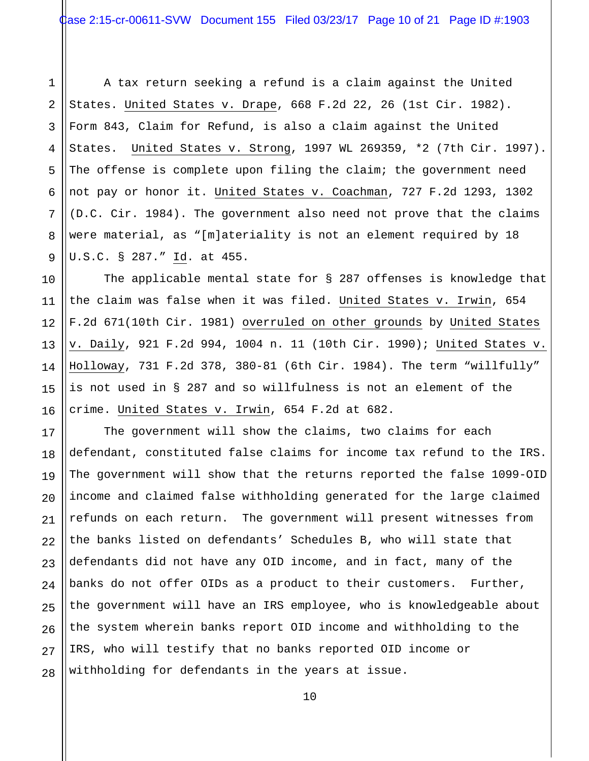A tax return seeking a refund is a claim against the United States. United States v. Drape, 668 F.2d 22, 26 (1st Cir. 1982). Form 843, Claim for Refund, is also a claim against the United States. United States v. Strong, 1997 WL 269359, *2 (7th Cir. 1997). The offense is complete upon filing the claim; the government need not pay or honor it. United States v. Coachman, 727 F.2d 1293, 1302 (D.C. Cir. 1984). The government also need not prove that the claims were material, as "[m]ateriality is not an element required by 18 U.S.C. § 287." Id. at 455.

The applicable mental state for § 287 offenses is knowledge that the claim was false when it was filed. United States v. Irwin, 654 F.2d 671(10th Cir. 1981) overruled on other grounds by United States v. Daily, 921 F.2d 994, 1004 n. 11 (10th Cir. 1990); United States v. Holloway, 731 F.2d 378, 380-81 (6th Cir. 1984). The term "willfully" is not used in § 287 and so willfulness is not an element of the crime. United States v. Irwin, 654 F.2d at 682.

The government will show the claims, two claims for each defendant, constituted false claims for income tax refund to the IRS. The government will show that the returns reported the false 1099-OID income and claimed false withholding generated for the large claimed refunds on each return. The government will present witnesses from the banks listed on defendants' Schedules B, who will state that defendants did not have any OID income, and in fact, many of the banks do not offer OIDs as a product to their customers. Further, the government will have an IRS employee, who is knowledgeable about the system wherein banks report OID income and withholding to the IRS, who will testify that no banks reported OID income or withholding for defendants in the years at issue.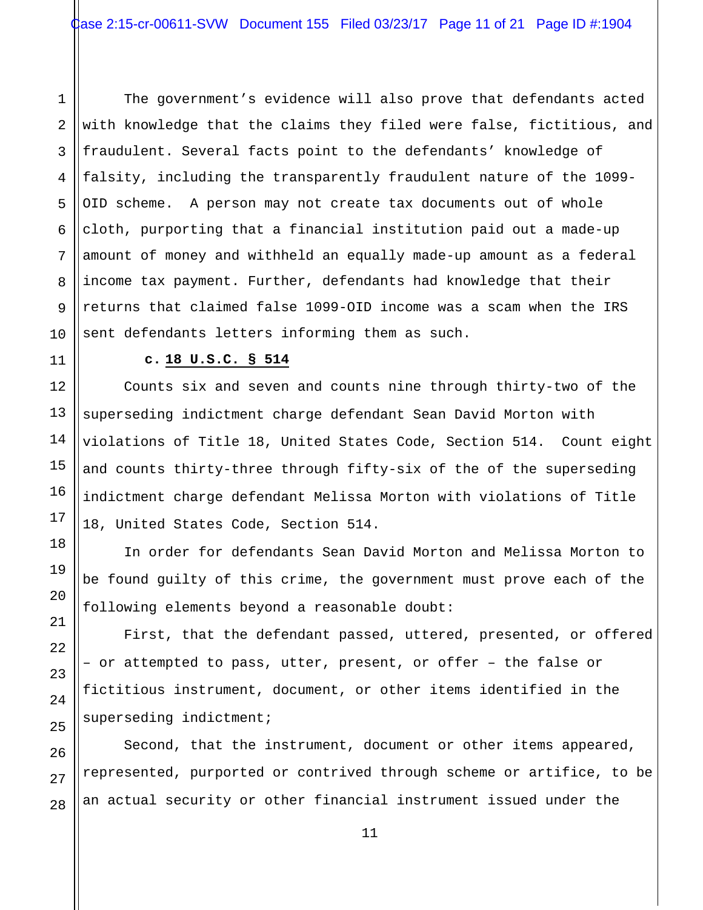The government's evidence will also prove that defendants acted with knowledge that the claims they filed were false, fictitious, and fraudulent. Several facts point to the defendants' knowledge of falsity, including the transparently fraudulent nature of the 1099-OID scheme. A person may not create tax documents out of whole cloth, purporting that a financial institution paid out a made-up amount of money and withheld an equally made-up amount as a federal income tax payment. Further, defendants had knowledge that their returns that claimed false 1099-OID income was a scam when the IRS sent defendants letters informing them as such.

**c. <u>18 U.S.C. § 514</u>**

Counts six and seven and counts nine through thirty-two of the superseding indictment charge defendant Sean David Morton with violations of Title 18, United States Code, Section 514. Count eight and counts thirty-three through fifty-six of the of the superseding indictment charge defendant Melissa Morton with violations of Title 18, United States Code, Section 514.

In order for defendants Sean David Morton and Melissa Morton to be found guilty of this crime, the government must prove each of the following elements beyond a reasonable doubt:

First, that the defendant passed, uttered, presented, or offered – or attempted to pass, utter, present, or offer – the false or fictitious instrument, document, or other items identified in the superseding indictment;

Second, that the instrument, document or other items appeared, represented, purported or contrived through scheme or artifice, to be an actual security or other financial instrument issued under the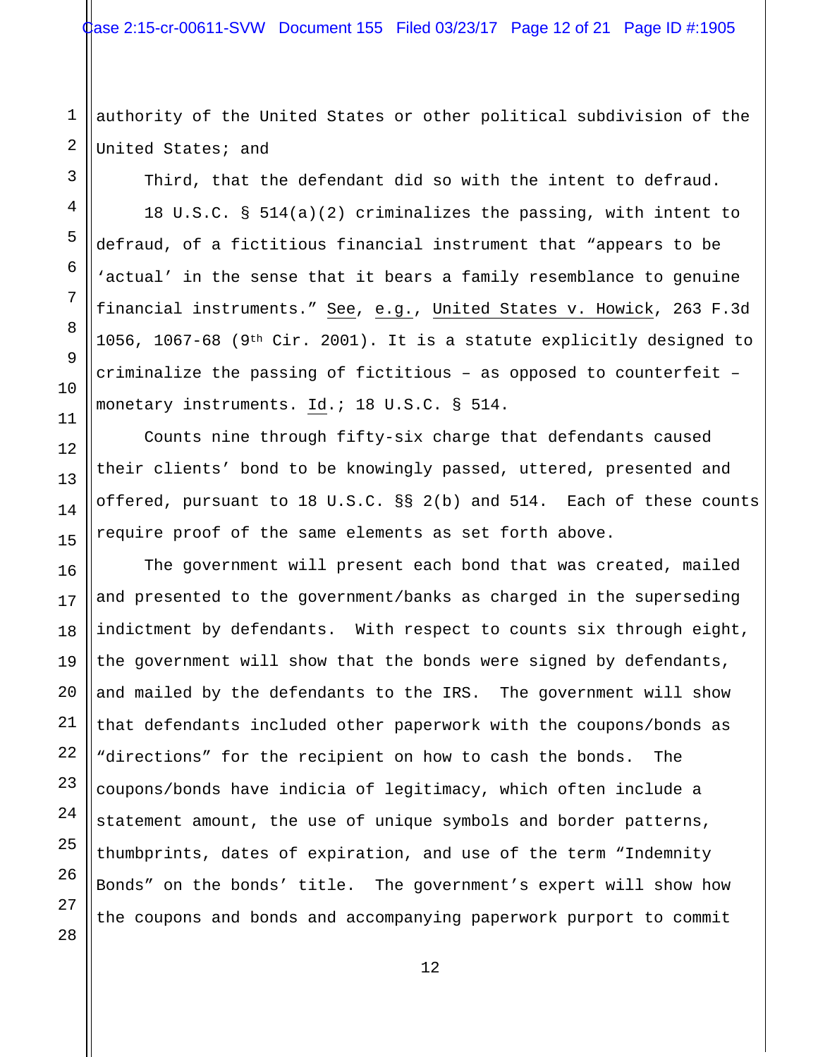authority of the United States or other political subdivision of the United States; and

Third, that the defendant did so with the intent to defraud.

18 U.S.C. § 514(a)(2) criminalizes the passing, with intent to defraud, of a fictitious financial instrument that "appears to be 'actual' in the sense that it bears a family resemblance to genuine financial instruments." See, e.g., United States v. Howick, 263 F.3d 1056, 1067-68 (9th Cir. 2001). It is a statute explicitly designed to criminalize the passing of fictitious – as opposed to counterfeit – monetary instruments. Id.; 18 U.S.C. § 514.

Counts nine through fifty-six charge that defendants caused their clients' bond to be knowingly passed, uttered, presented and offered, pursuant to 18 U.S.C. §§ 2(b) and 514. Each of these counts require proof of the same elements as set forth above.

The government will present each bond that was created, mailed and presented to the government/banks as charged in the superseding indictment by defendants. With respect to counts six through eight, the government will show that the bonds were signed by defendants, and mailed by the defendants to the IRS. The government will show that defendants included other paperwork with the coupons/bonds as "directions" for the recipient on how to cash the bonds. The coupons/bonds have indicia of legitimacy, which often include a statement amount, the use of unique symbols and border patterns, thumbprints, dates of expiration, and use of the term "Indemnity Bonds" on the bonds' title. The government's expert will show how the coupons and bonds and accompanying paperwork purport to commit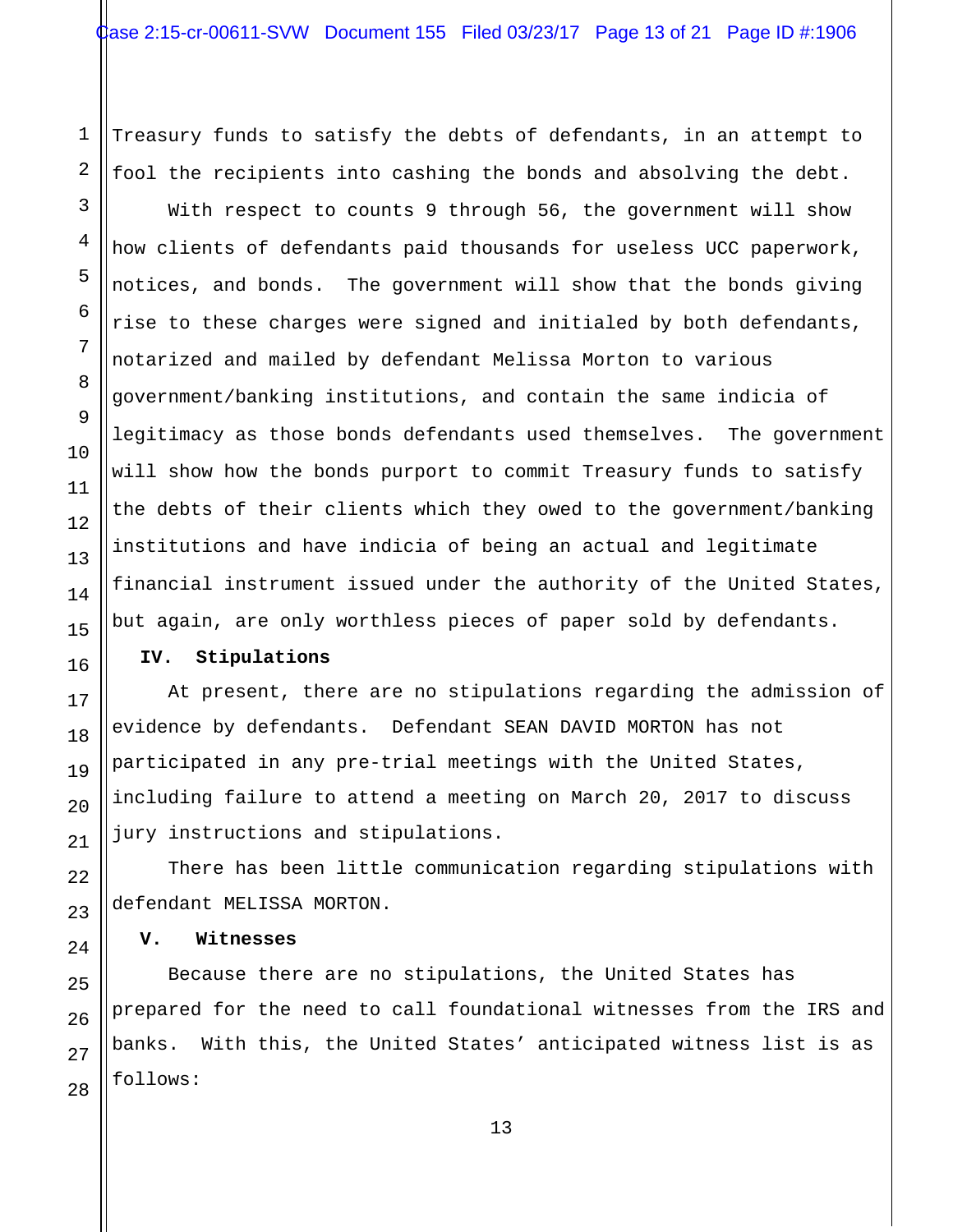Treasury funds to satisfy the debts of defendants, in an attempt to fool the recipients into cashing the bonds and absolving the debt.

With respect to counts 9 through 56, the government will show how clients of defendants paid thousands for useless UCC paperwork, notices, and bonds. The government will show that the bonds giving rise to these charges were signed and initialed by both defendants, notarized and mailed by defendant Melissa Morton to various government/banking institutions, and contain the same indicia of legitimacy as those bonds defendants used themselves. The government will show how the bonds purport to commit Treasury funds to satisfy the debts of their clients which they owed to the government/banking institutions and have indicia of being an actual and legitimate financial instrument issued under the authority of the United States, but again, are only worthless pieces of paper sold by defendants.

## IV. Stipulations

At present, there are no stipulations regarding the admission of evidence by defendants. Defendant SEAN DAVID MORTON has not participated in any pre-trial meetings with the United States, including failure to attend a meeting on March 20, 2017 to discuss jury instructions and stipulations.

There has been little communication regarding stipulations with defendant MELISSA MORTON.

## V. Witnesses

Because there are no stipulations, the United States has prepared for the need to call foundational witnesses from the IRS and banks. With this, the United States' anticipated witness list is as follows: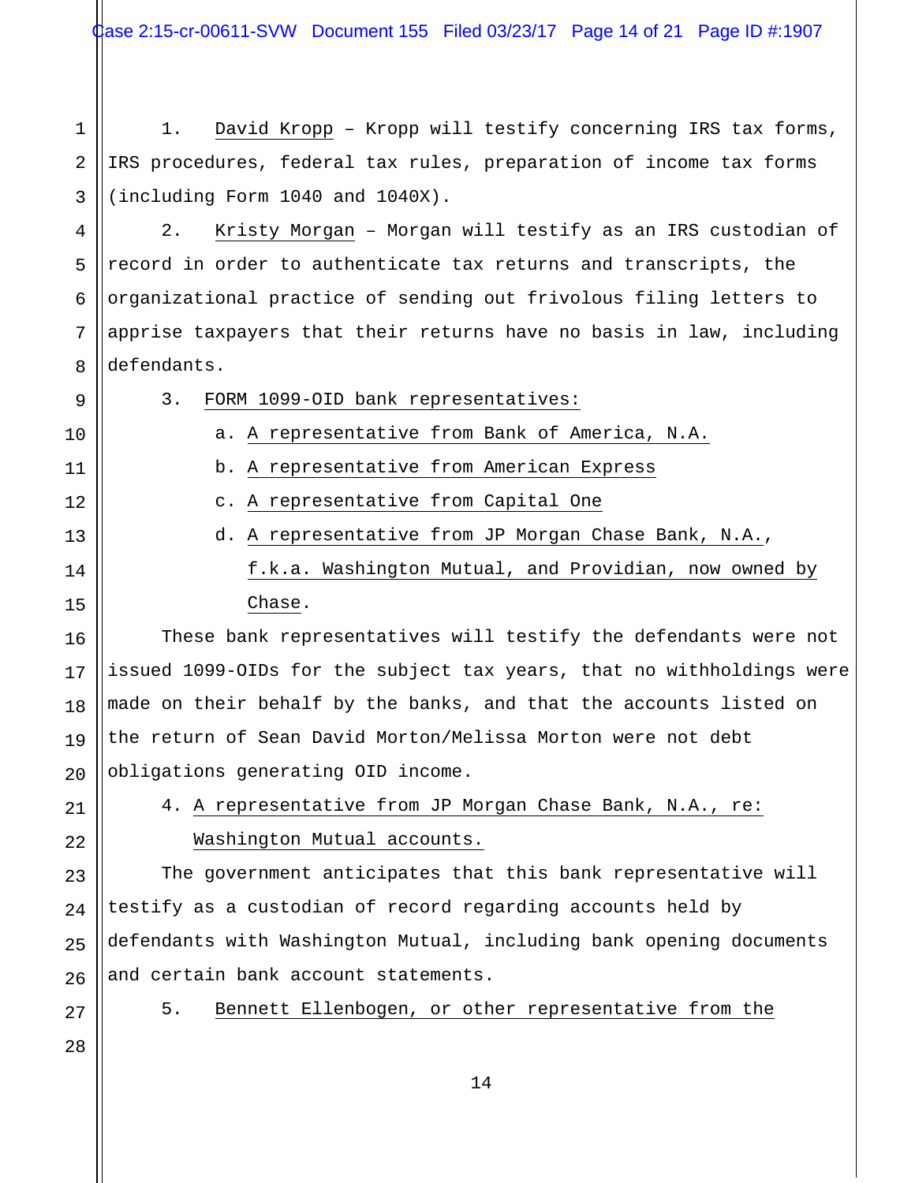1. David Kropp – Kropp will testify concerning IRS tax forms, IRS procedures, federal tax rules, preparation of income tax forms (including Form 1040 and 1040X).

2. Kristy Morgan – Morgan will testify as an IRS custodian of record in order to authenticate tax returns and transcripts, the organizational practice of sending out frivolous filing letters to apprise taxpayers that their returns have no basis in law, including defendants.

3. FORM 1099-OID bank representatives:

   a. A representative from Bank of America, N.A.

   b. A representative from American Express

   c. A representative from Capital One

   d. A representative from JP Morgan Chase Bank, N.A., f.k.a. Washington Mutual, and Providian, now owned by Chase.

These bank representatives will testify the defendants were not issued 1099-OIDs for the subject tax years, that no withholdings were made on their behalf by the banks, and that the accounts listed on the return of Sean David Morton/Melissa Morton were not debt obligations generating OID income.

4. A representative from JP Morgan Chase Bank, N.A., re: Washington Mutual accounts.

The government anticipates that this bank representative will testify as a custodian of record regarding accounts held by defendants with Washington Mutual, including bank opening documents and certain bank account statements.

5. Bennett Ellenbogen, or other representative from the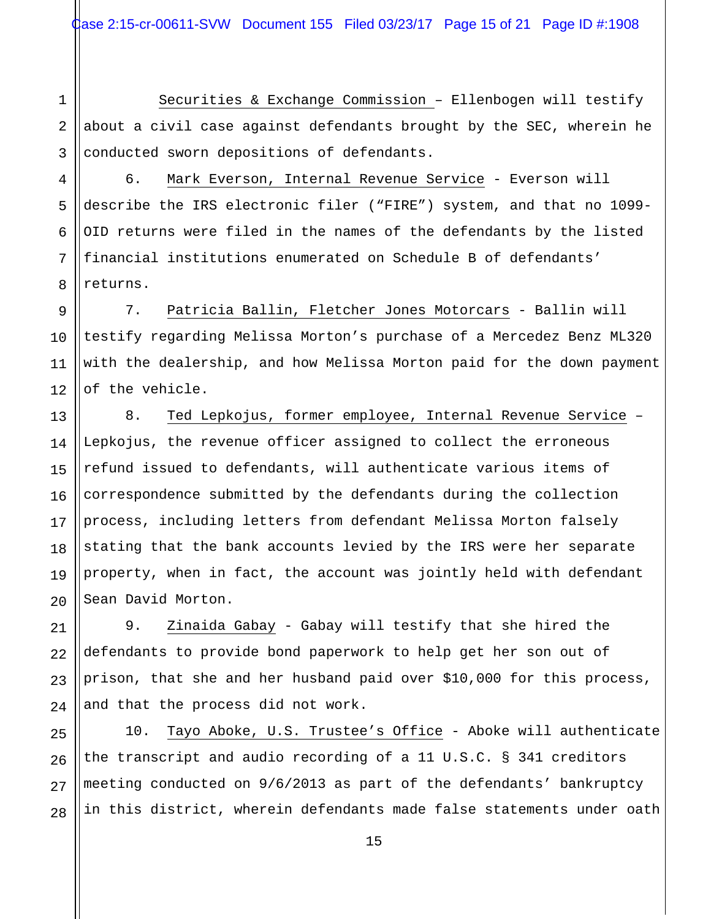<u>Securities & Exchange Commission</u> – Ellenbogen will testify about a civil case against defendants brought by the SEC, wherein he conducted sworn depositions of defendants.

6. <u>Mark Everson, Internal Revenue Service</u> - Everson will describe the IRS electronic filer ("FIRE") system, and that no 1099-OID returns were filed in the names of the defendants by the listed financial institutions enumerated on Schedule B of defendants' returns.

7. <u>Patricia Ballin, Fletcher Jones Motorcars</u> - Ballin will testify regarding Melissa Morton's purchase of a Mercedez Benz ML320 with the dealership, and how Melissa Morton paid for the down payment of the vehicle.

8. <u>Ted Lepkojus, former employee, Internal Revenue Service</u> – Lepkojus, the revenue officer assigned to collect the erroneous refund issued to defendants, will authenticate various items of correspondence submitted by the defendants during the collection process, including letters from defendant Melissa Morton falsely stating that the bank accounts levied by the IRS were her separate property, when in fact, the account was jointly held with defendant Sean David Morton.

9. <u>Zinaida Gabay</u> - Gabay will testify that she hired the defendants to provide bond paperwork to help get her son out of prison, that she and her husband paid over $10,000 for this process, and that the process did not work.

10. <u>Tayo Aboke, U.S. Trustee's Office</u> - Aboke will authenticate the transcript and audio recording of a 11 U.S.C. § 341 creditors meeting conducted on 9/6/2013 as part of the defendants' bankruptcy in this district, wherein defendants made false statements under oath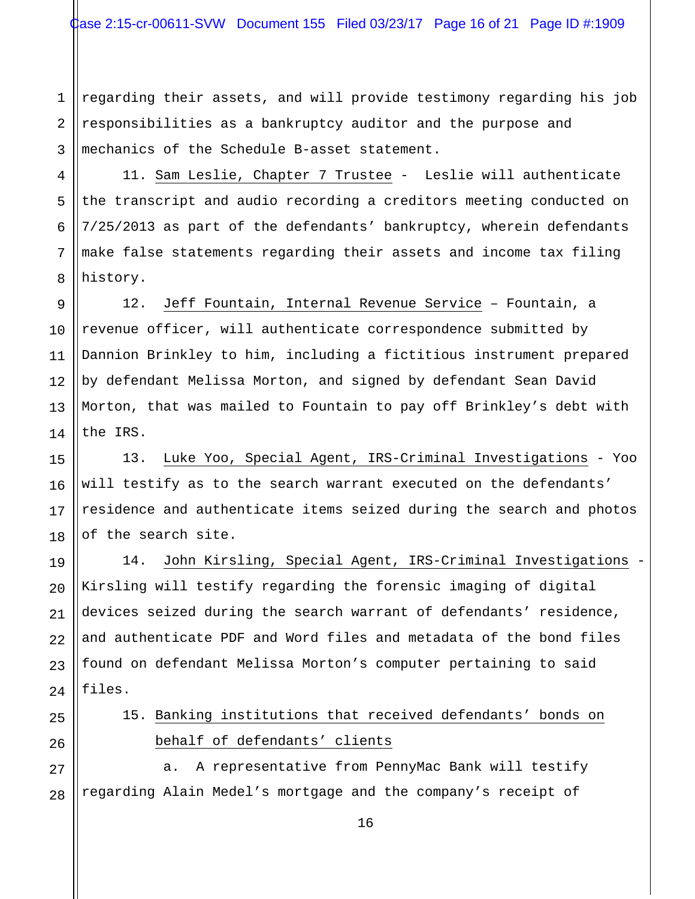regarding their assets, and will provide testimony regarding his job responsibilities as a bankruptcy auditor and the purpose and mechanics of the Schedule B-asset statement.

11. Sam Leslie, Chapter 7 Trustee - Leslie will authenticate the transcript and audio recording a creditors meeting conducted on 7/25/2013 as part of the defendants' bankruptcy, wherein defendants make false statements regarding their assets and income tax filing history.

12. Jeff Fountain, Internal Revenue Service – Fountain, a revenue officer, will authenticate correspondence submitted by Dannion Brinkley to him, including a fictitious instrument prepared by defendant Melissa Morton, and signed by defendant Sean David Morton, that was mailed to Fountain to pay off Brinkley's debt with the IRS.

13. Luke Yoo, Special Agent, IRS-Criminal Investigations - Yoo will testify as to the search warrant executed on the defendants' residence and authenticate items seized during the search and photos of the search site.

14. John Kirsling, Special Agent, IRS-Criminal Investigations - Kirsling will testify regarding the forensic imaging of digital devices seized during the search warrant of defendants' residence, and authenticate PDF and Word files and metadata of the bond files found on defendant Melissa Morton's computer pertaining to said files.

15. Banking institutions that received defendants' bonds on behalf of defendants' clients

a. A representative from PennyMac Bank will testify regarding Alain Medel's mortgage and the company's receipt of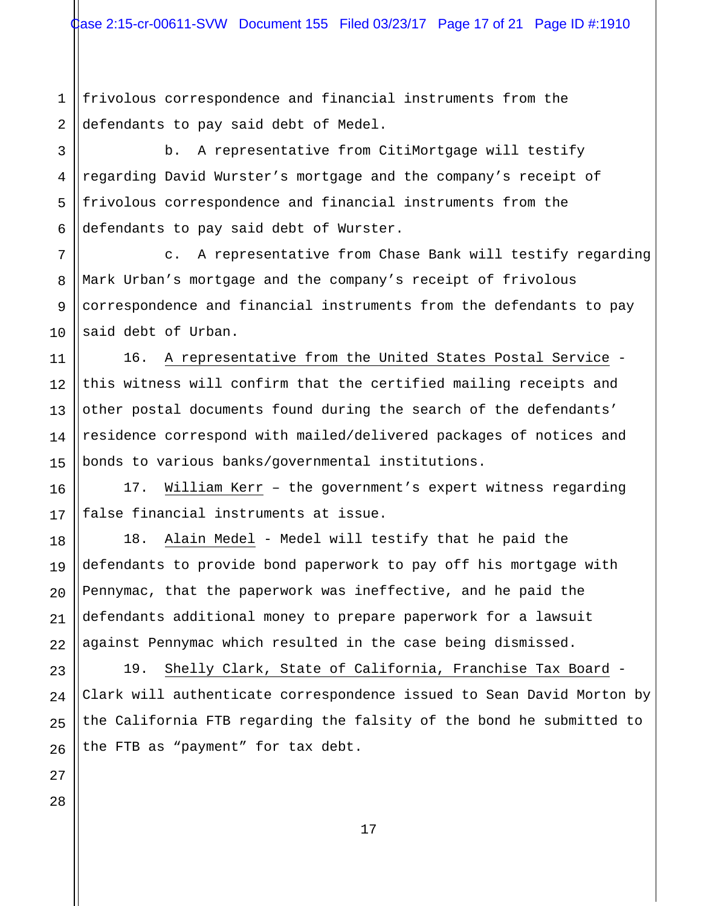frivolous correspondence and financial instruments from the defendants to pay said debt of Medel.

b. A representative from CitiMortgage will testify regarding David Wurster's mortgage and the company's receipt of frivolous correspondence and financial instruments from the defendants to pay said debt of Wurster.

c. A representative from Chase Bank will testify regarding Mark Urban's mortgage and the company's receipt of frivolous correspondence and financial instruments from the defendants to pay said debt of Urban.

16. <u>A representative from the United States Postal Service</u> - this witness will confirm that the certified mailing receipts and other postal documents found during the search of the defendants' residence correspond with mailed/delivered packages of notices and bonds to various banks/governmental institutions.

17. <u>William Kerr</u> – the government's expert witness regarding false financial instruments at issue.

18. <u>Alain Medel</u> - Medel will testify that he paid the defendants to provide bond paperwork to pay off his mortgage with Pennymac, that the paperwork was ineffective, and he paid the defendants additional money to prepare paperwork for a lawsuit against Pennymac which resulted in the case being dismissed.

19. <u>Shelly Clark, State of California, Franchise Tax Board</u> - Clark will authenticate correspondence issued to Sean David Morton by the California FTB regarding the falsity of the bond he submitted to the FTB as "payment" for tax debt.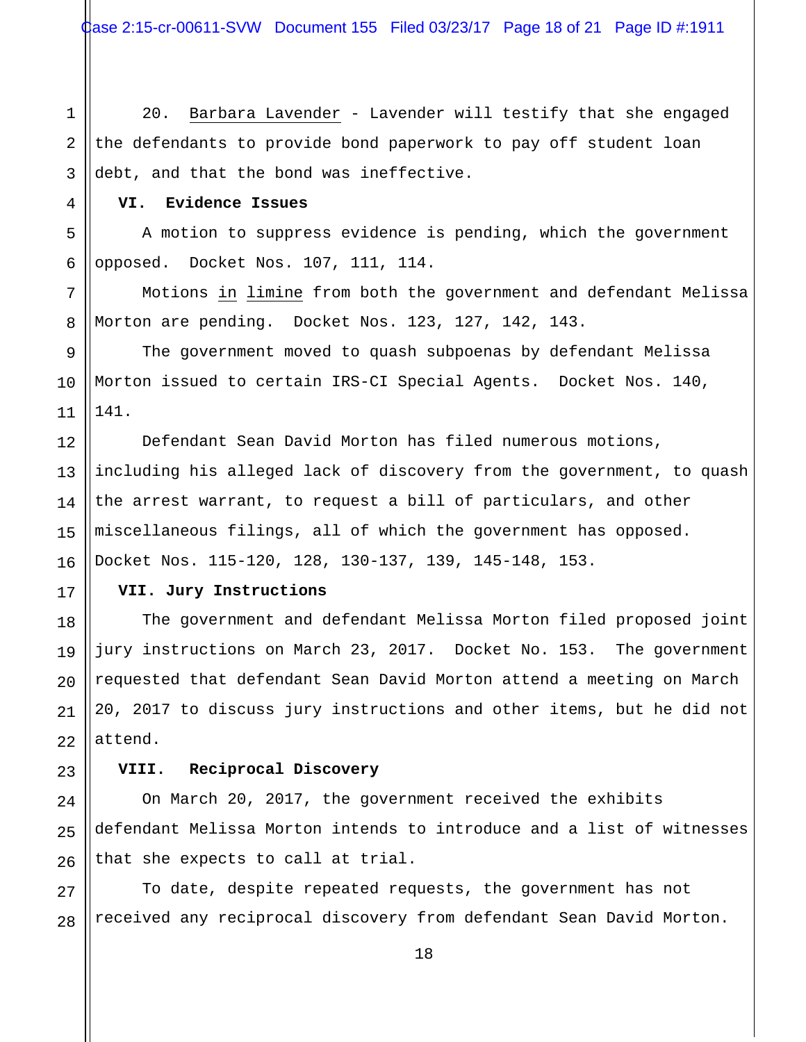20. <u>Barbara Lavender</u> - Lavender will testify that she engaged the defendants to provide bond paperwork to pay off student loan debt, and that the bond was ineffective.

**VI. Evidence Issues**

A motion to suppress evidence is pending, which the government opposed. Docket Nos. 107, 111, 114.

Motions <u>in limine</u> from both the government and defendant Melissa Morton are pending. Docket Nos. 123, 127, 142, 143.

The government moved to quash subpoenas by defendant Melissa Morton issued to certain IRS-CI Special Agents. Docket Nos. 140, 141.

Defendant Sean David Morton has filed numerous motions, including his alleged lack of discovery from the government, to quash the arrest warrant, to request a bill of particulars, and other miscellaneous filings, all of which the government has opposed. Docket Nos. 115-120, 128, 130-137, 139, 145-148, 153.

**VII. Jury Instructions**

The government and defendant Melissa Morton filed proposed joint jury instructions on March 23, 2017. Docket No. 153. The government requested that defendant Sean David Morton attend a meeting on March 20, 2017 to discuss jury instructions and other items, but he did not attend.

**VIII. Reciprocal Discovery**

On March 20, 2017, the government received the exhibits defendant Melissa Morton intends to introduce and a list of witnesses that she expects to call at trial.

To date, despite repeated requests, the government has not received any reciprocal discovery from defendant Sean David Morton.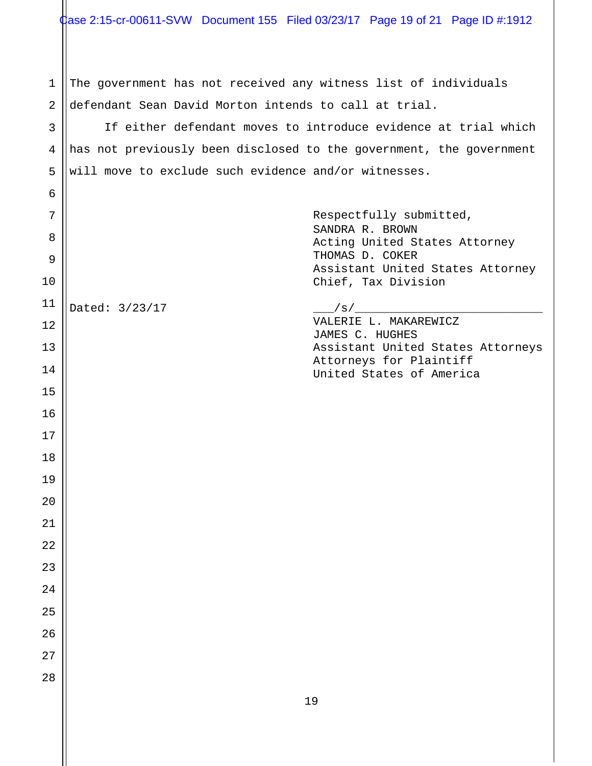The government has not received any witness list of individuals defendant Sean David Morton intends to call at trial.

If either defendant moves to introduce evidence at trial which has not previously been disclosed to the government, the government will move to exclude such evidence and/or witnesses.

Respectfully submitted,
SANDRA R. BROWN
Acting United States Attorney
THOMAS D. COKER
Assistant United States Attorney
Chief, Tax Division

Dated: 3/23/17

___/s/___________________________
VALERIE L. MAKAREWICZ
JAMES C. HUGHES
Assistant United States Attorneys
Attorneys for Plaintiff
United States of America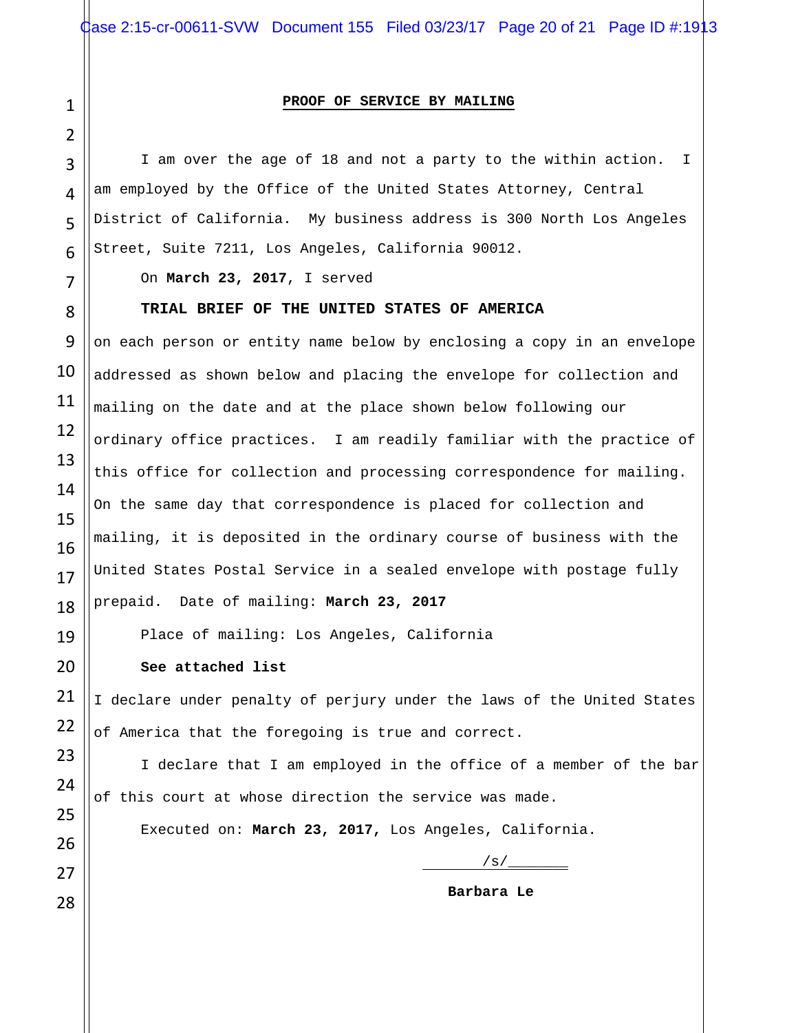**PROOF OF SERVICE BY MAILING**

I am over the age of 18 and not a party to the within action. I am employed by the Office of the United States Attorney, Central District of California. My business address is 300 North Los Angeles Street, Suite 7211, Los Angeles, California 90012.

On **March 23, 2017**, I served

**TRIAL BRIEF OF THE UNITED STATES OF AMERICA**

on each person or entity name below by enclosing a copy in an envelope addressed as shown below and placing the envelope for collection and mailing on the date and at the place shown below following our ordinary office practices. I am readily familiar with the practice of this office for collection and processing correspondence for mailing. On the same day that correspondence is placed for collection and mailing, it is deposited in the ordinary course of business with the United States Postal Service in a sealed envelope with postage fully prepaid. Date of mailing: **March 23, 2017**

Place of mailing: Los Angeles, California

**See attached list**

I declare under penalty of perjury under the laws of the United States of America that the foregoing is true and correct.

I declare that I am employed in the office of a member of the bar of this court at whose direction the service was made.

Executed on: **March 23, 2017,** Los Angeles, California.

/s/

**Barbara Le**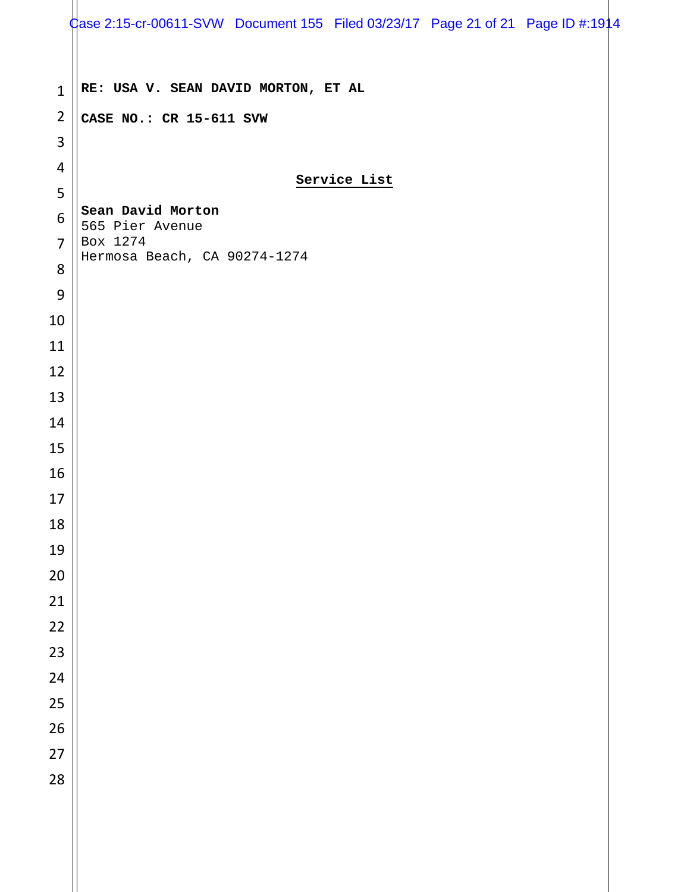**RE: USA V. SEAN DAVID MORTON, ET AL**

**CASE NO.: CR 15-611 SVW**

## Service List

**Sean David Morton**
565 Pier Avenue
Box 1274
Hermosa Beach, CA 90274-1274